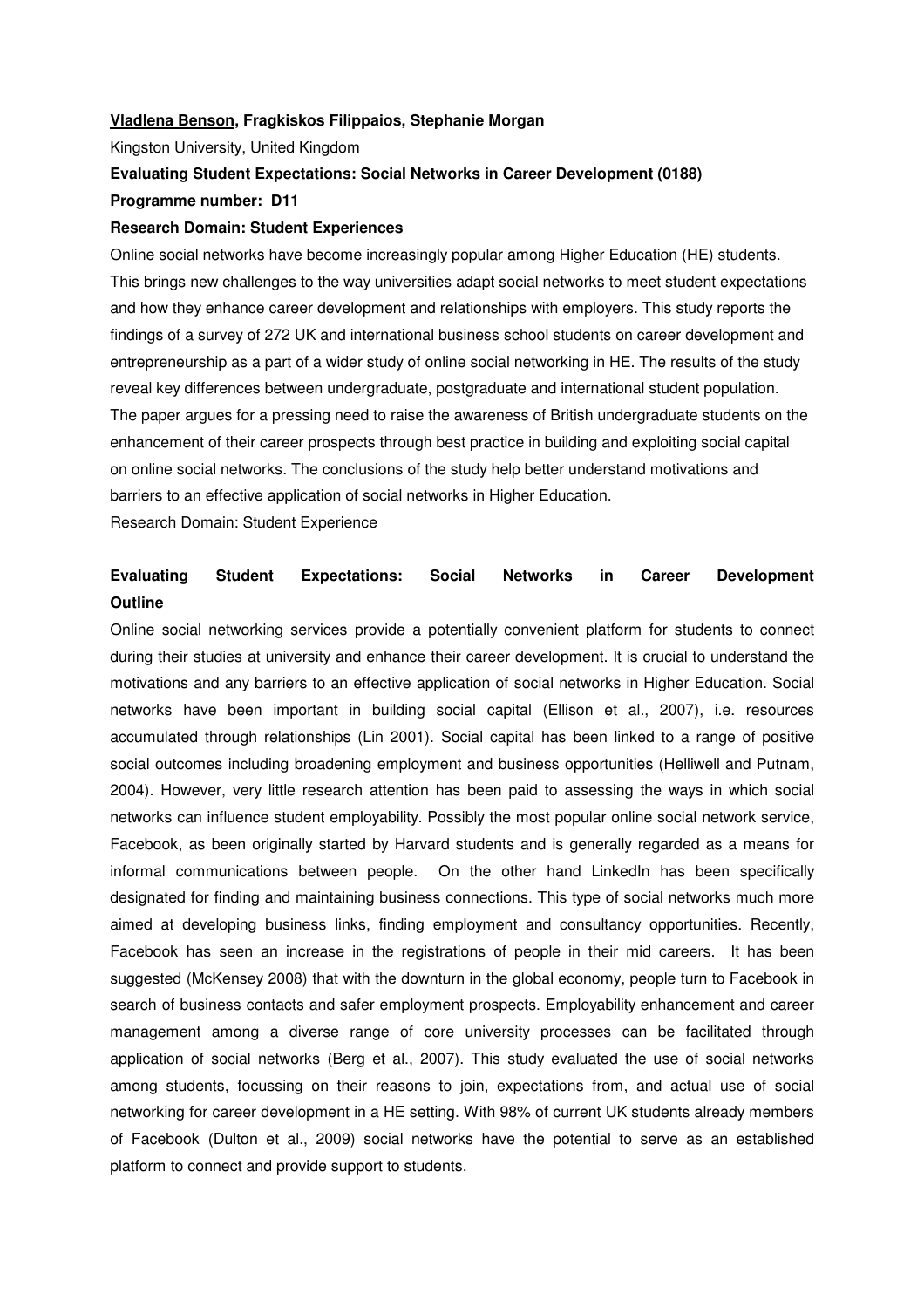**<u>Vladlena Benson</u>, Fragkiskos Filippaios, Stephanie Morgan**

Kingston University, United Kingdom

**Evaluating Student Expectations: Social Networks in Career Development (0188)**

**Programme number: D11**

**Research Domain: Student Experiences**

Online social networks have become increasingly popular among Higher Education (HE) students. This brings new challenges to the way universities adapt social networks to meet student expectations and how they enhance career development and relationships with employers. This study reports the findings of a survey of 272 UK and international business school students on career development and entrepreneurship as a part of a wider study of online social networking in HE. The results of the study reveal key differences between undergraduate, postgraduate and international student population. The paper argues for a pressing need to raise the awareness of British undergraduate students on the enhancement of their career prospects through best practice in building and exploiting social capital on online social networks. The conclusions of the study help better understand motivations and barriers to an effective application of social networks in Higher Education.

Research Domain: Student Experience

## Evaluating Student Expectations: Social Networks in Career Development

**Outline**

Online social networking services provide a potentially convenient platform for students to connect during their studies at university and enhance their career development. It is crucial to understand the motivations and any barriers to an effective application of social networks in Higher Education. Social networks have been important in building social capital (Ellison et al., 2007), i.e. resources accumulated through relationships (Lin 2001). Social capital has been linked to a range of positive social outcomes including broadening employment and business opportunities (Helliwell and Putnam, 2004). However, very little research attention has been paid to assessing the ways in which social networks can influence student employability. Possibly the most popular online social network service, Facebook, as been originally started by Harvard students and is generally regarded as a means for informal communications between people. On the other hand LinkedIn has been specifically designated for finding and maintaining business connections. This type of social networks much more aimed at developing business links, finding employment and consultancy opportunities. Recently, Facebook has seen an increase in the registrations of people in their mid careers. It has been suggested (McKensey 2008) that with the downturn in the global economy, people turn to Facebook in search of business contacts and safer employment prospects. Employability enhancement and career management among a diverse range of core university processes can be facilitated through application of social networks (Berg et al., 2007). This study evaluated the use of social networks among students, focussing on their reasons to join, expectations from, and actual use of social networking for career development in a HE setting. With 98% of current UK students already members of Facebook (Dulton et al., 2009) social networks have the potential to serve as an established platform to connect and provide support to students.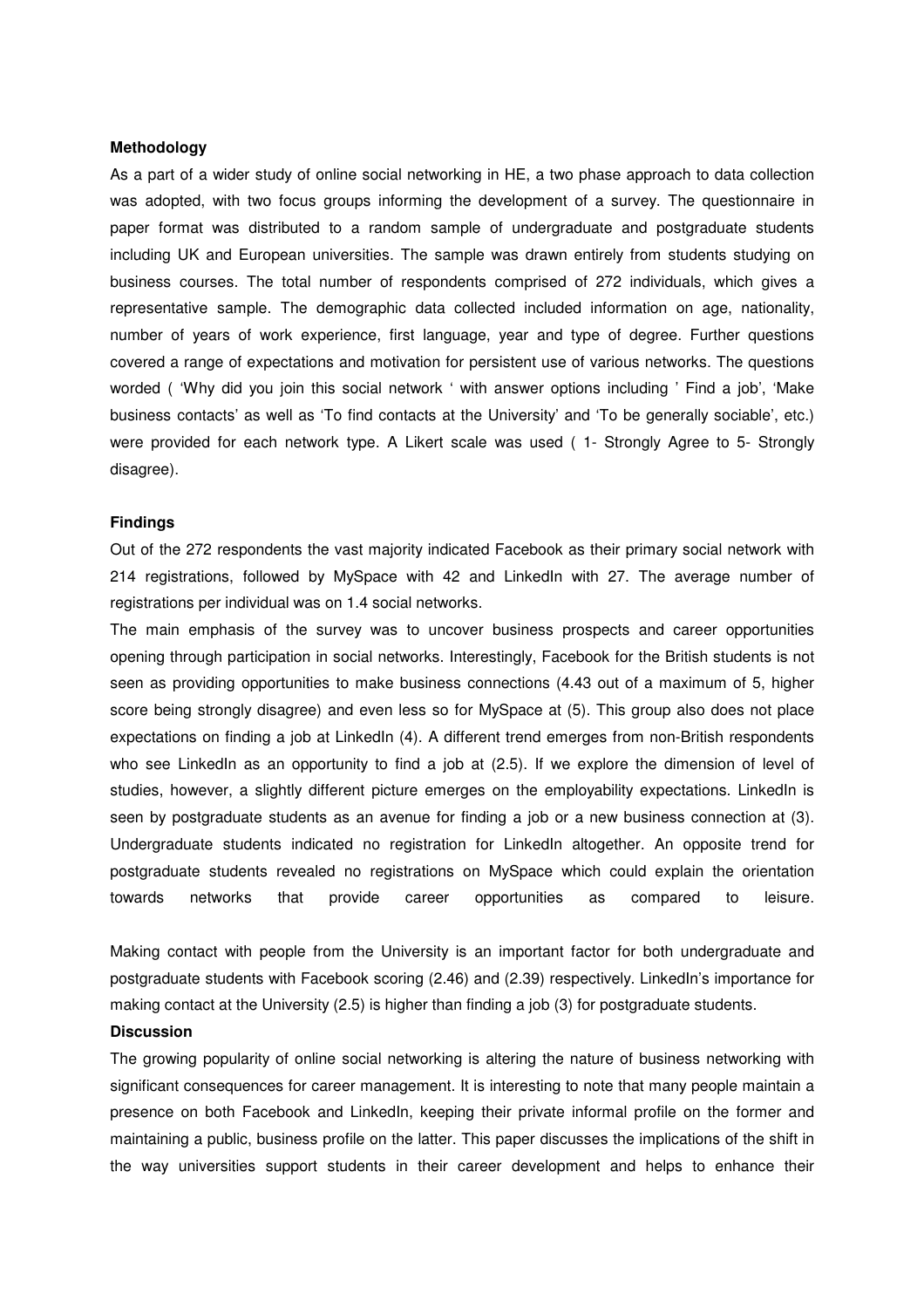**Methodology**

As a part of a wider study of online social networking in HE, a two phase approach to data collection was adopted, with two focus groups informing the development of a survey. The questionnaire in paper format was distributed to a random sample of undergraduate and postgraduate students including UK and European universities. The sample was drawn entirely from students studying on business courses. The total number of respondents comprised of 272 individuals, which gives a representative sample. The demographic data collected included information on age, nationality, number of years of work experience, first language, year and type of degree. Further questions covered a range of expectations and motivation for persistent use of various networks. The questions worded ( 'Why did you join this social network ' with answer options including ' Find a job', 'Make business contacts' as well as 'To find contacts at the University' and 'To be generally sociable', etc.) were provided for each network type. A Likert scale was used ( 1- Strongly Agree to 5- Strongly disagree).

**Findings**

Out of the 272 respondents the vast majority indicated Facebook as their primary social network with 214 registrations, followed by MySpace with 42 and LinkedIn with 27. The average number of registrations per individual was on 1.4 social networks.

The main emphasis of the survey was to uncover business prospects and career opportunities opening through participation in social networks. Interestingly, Facebook for the British students is not seen as providing opportunities to make business connections (4.43 out of a maximum of 5, higher score being strongly disagree) and even less so for MySpace at (5). This group also does not place expectations on finding a job at LinkedIn (4). A different trend emerges from non-British respondents who see LinkedIn as an opportunity to find a job at (2.5). If we explore the dimension of level of studies, however, a slightly different picture emerges on the employability expectations. LinkedIn is seen by postgraduate students as an avenue for finding a job or a new business connection at (3). Undergraduate students indicated no registration for LinkedIn altogether. An opposite trend for postgraduate students revealed no registrations on MySpace which could explain the orientation towards networks that provide career opportunities as compared to leisure.

Making contact with people from the University is an important factor for both undergraduate and postgraduate students with Facebook scoring (2.46) and (2.39) respectively. LinkedIn's importance for making contact at the University (2.5) is higher than finding a job (3) for postgraduate students.

**Discussion**

The growing popularity of online social networking is altering the nature of business networking with significant consequences for career management. It is interesting to note that many people maintain a presence on both Facebook and LinkedIn, keeping their private informal profile on the former and maintaining a public, business profile on the latter. This paper discusses the implications of the shift in the way universities support students in their career development and helps to enhance their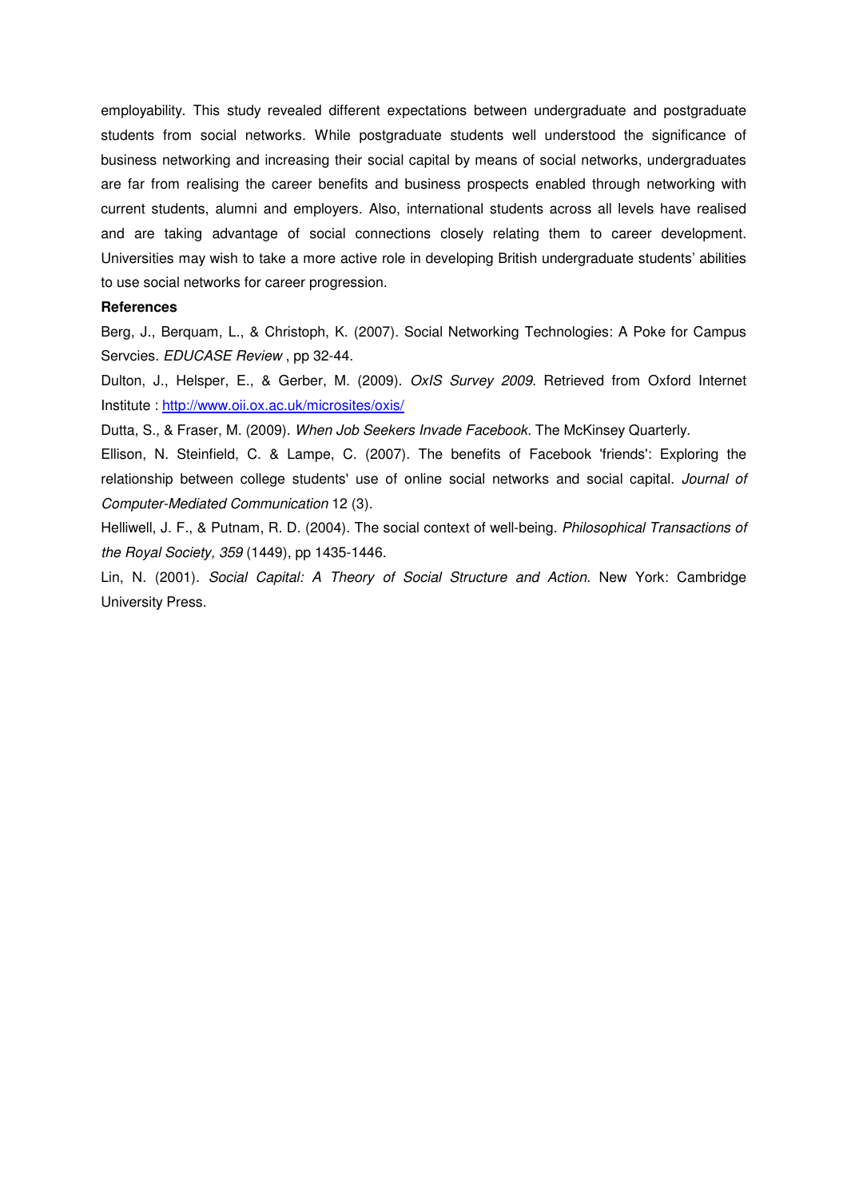employability. This study revealed different expectations between undergraduate and postgraduate students from social networks. While postgraduate students well understood the significance of business networking and increasing their social capital by means of social networks, undergraduates are far from realising the career benefits and business prospects enabled through networking with current students, alumni and employers. Also, international students across all levels have realised and are taking advantage of social connections closely relating them to career development. Universities may wish to take a more active role in developing British undergraduate students' abilities to use social networks for career progression.

**References**

Berg, J., Berquam, L., & Christoph, K. (2007). Social Networking Technologies: A Poke for Campus Servcies. *EDUCASE Review* , pp 32-44.

Dulton, J., Helsper, E., & Gerber, M. (2009). *OxIS Survey 2009*. Retrieved from Oxford Internet Institute : http://www.oii.ox.ac.uk/microsites/oxis/

Dutta, S., & Fraser, M. (2009). *When Job Seekers Invade Facebook.* The McKinsey Quarterly.

Ellison, N. Steinfield, C. & Lampe, C. (2007). The benefits of Facebook 'friends': Exploring the relationship between college students' use of online social networks and social capital. *Journal of Computer-Mediated Communication* 12 (3).

Helliwell, J. F., & Putnam, R. D. (2004). The social context of well-being. *Philosophical Transactions of the Royal Society, 359* (1449), pp 1435-1446.

Lin, N. (2001). *Social Capital: A Theory of Social Structure and Action.* New York: Cambridge University Press.